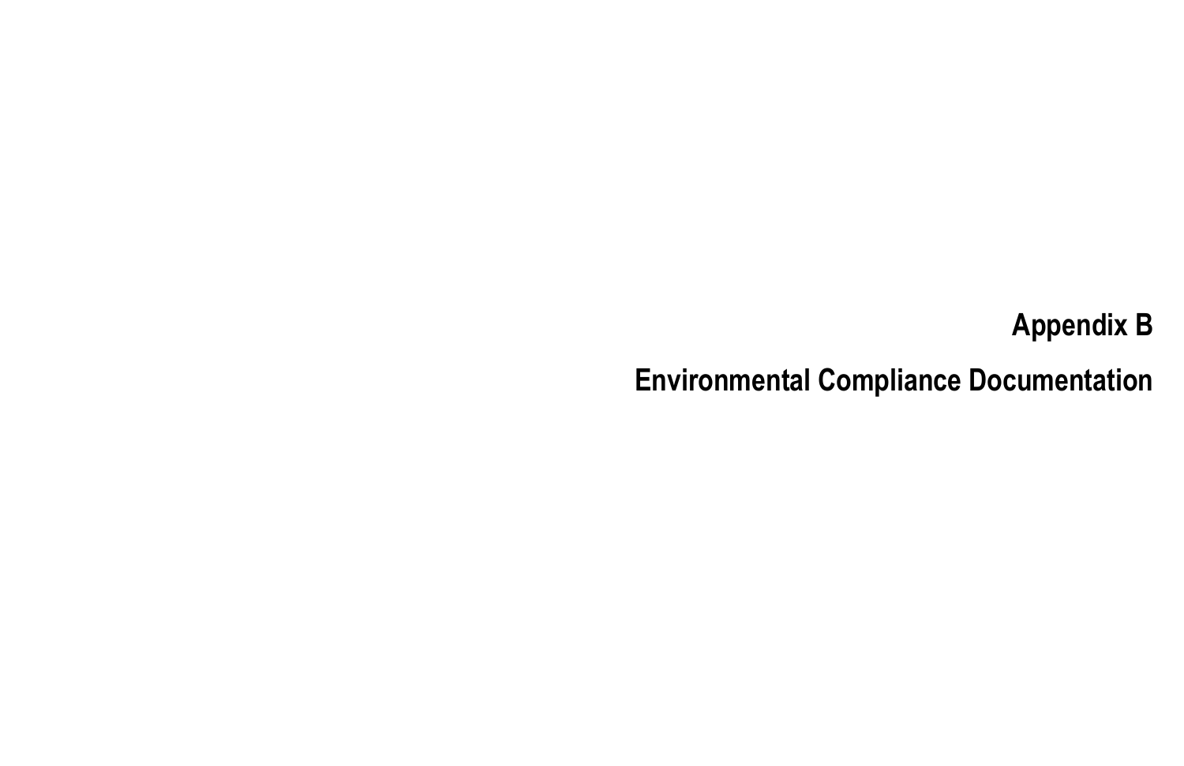# Appendix B

# Environmental Compliance Documentation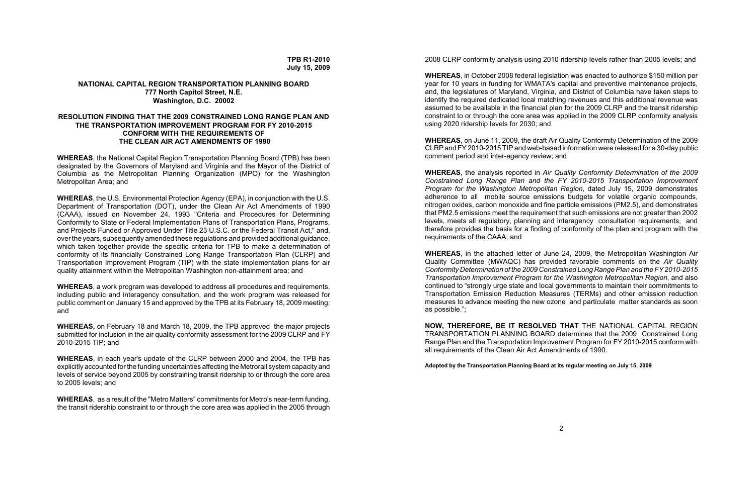**TPB R1-2010**
**July 15, 2009**

**NATIONAL CAPITAL REGION TRANSPORTATION PLANNING BOARD**
**777 North Capitol Street, N.E.**
**Washington, D.C. 20002**

**RESOLUTION FINDING THAT THE 2009 CONSTRAINED LONG RANGE PLAN AND THE TRANSPORTATION IMPROVEMENT PROGRAM FOR FY 2010-2015 CONFORM WITH THE REQUIREMENTS OF THE CLEAN AIR ACT AMENDMENTS OF 1990**

**WHEREAS**, the National Capital Region Transportation Planning Board (TPB) has been designated by the Governors of Maryland and Virginia and the Mayor of the District of Columbia as the Metropolitan Planning Organization (MPO) for the Washington Metropolitan Area; and

**WHEREAS**, the U.S. Environmental Protection Agency (EPA), in conjunction with the U.S. Department of Transportation (DOT), under the Clean Air Act Amendments of 1990 (CAAA), issued on November 24, 1993 "Criteria and Procedures for Determining Conformity to State or Federal Implementation Plans of Transportation Plans, Programs, and Projects Funded or Approved Under Title 23 U.S.C. or the Federal Transit Act," and, over the years, subsequently amended these regulations and provided additional guidance, which taken together provide the specific criteria for TPB to make a determination of conformity of its financially Constrained Long Range Transportation Plan (CLRP) and Transportation Improvement Program (TIP) with the state implementation plans for air quality attainment within the Metropolitan Washington non-attainment area; and

**WHEREAS**, a work program was developed to address all procedures and requirements, including public and interagency consultation, and the work program was released for public comment on January 15 and approved by the TPB at its February 18, 2009 meeting; and

**WHEREAS,** on February 18 and March 18, 2009, the TPB approved the major projects submitted for inclusion in the air quality conformity assessment for the 2009 CLRP and FY 2010-2015 TIP; and

**WHEREAS**, in each year's update of the CLRP between 2000 and 2004, the TPB has explicitly accounted for the funding uncertainties affecting the Metrorail system capacity and levels of service beyond 2005 by constraining transit ridership to or through the core area to 2005 levels; and

**WHEREAS**, as a result of the "Metro Matters" commitments for Metro's near-term funding, the transit ridership constraint to or through the core area was applied in the 2005 through 2008 CLRP conformity analysis using 2010 ridership levels rather than 2005 levels; and

**WHEREAS**, in October 2008 federal legislation was enacted to authorize $150 million per year for 10 years in funding for WMATA's capital and preventive maintenance projects, and, the legislatures of Maryland, Virginia, and District of Columbia have taken steps to identify the required dedicated local matching revenues and this additional revenue was assumed to be available in the financial plan for the 2009 CLRP and the transit ridership constraint to or through the core area was applied in the 2009 CLRP conformity analysis using 2020 ridership levels for 2030; and

**WHEREAS**, on June 11, 2009, the draft Air Quality Conformity Determination of the 2009 CLRP and FY 2010-2015 TIP and web-based information were released for a 30-day public comment period and inter-agency review; and

**WHEREAS**, the analysis reported in *Air Quality Conformity Determination of the 2009 Constrained Long Range Plan and the FY 2010-2015 Transportation Improvement Program for the Washington Metropolitan Region*, dated July 15, 2009 demonstrates adherence to all mobile source emissions budgets for volatile organic compounds, nitrogen oxides, carbon monoxide and fine particle emissions ($PM_{2.5}$), and demonstrates that $PM_{2.5}$ emissions meet the requirement that such emissions are not greater than 2002 levels, meets all regulatory, planning and interagency consultation requirements, and therefore provides the basis for a finding of conformity of the plan and program with the requirements of the CAAA; and

**WHEREAS**, in the attached letter of June 24, 2009, the Metropolitan Washington Air Quality Committee (MWAQC) has provided favorable comments on the *Air Quality Conformity Determination of the 2009 Constrained Long Range Plan and the FY 2010-2015 Transportation Improvement Program for the Washington Metropolitan Region*, and also continued to "strongly urge state and local governments to maintain their commitments to Transportation Emission Reduction Measures (TERMs) and other emission reduction measures to advance meeting the new ozone and particulate matter standards as soon as possible.";

**NOW, THEREFORE, BE IT RESOLVED THAT** THE NATIONAL CAPITAL REGION TRANSPORTATION PLANNING BOARD determines that the 2009 Constrained Long Range Plan and the Transportation Improvement Program for FY 2010-2015 conform with all requirements of the Clean Air Act Amendments of 1990.

**Adopted by the Transportation Planning Board at its regular meeting on July 15, 2009**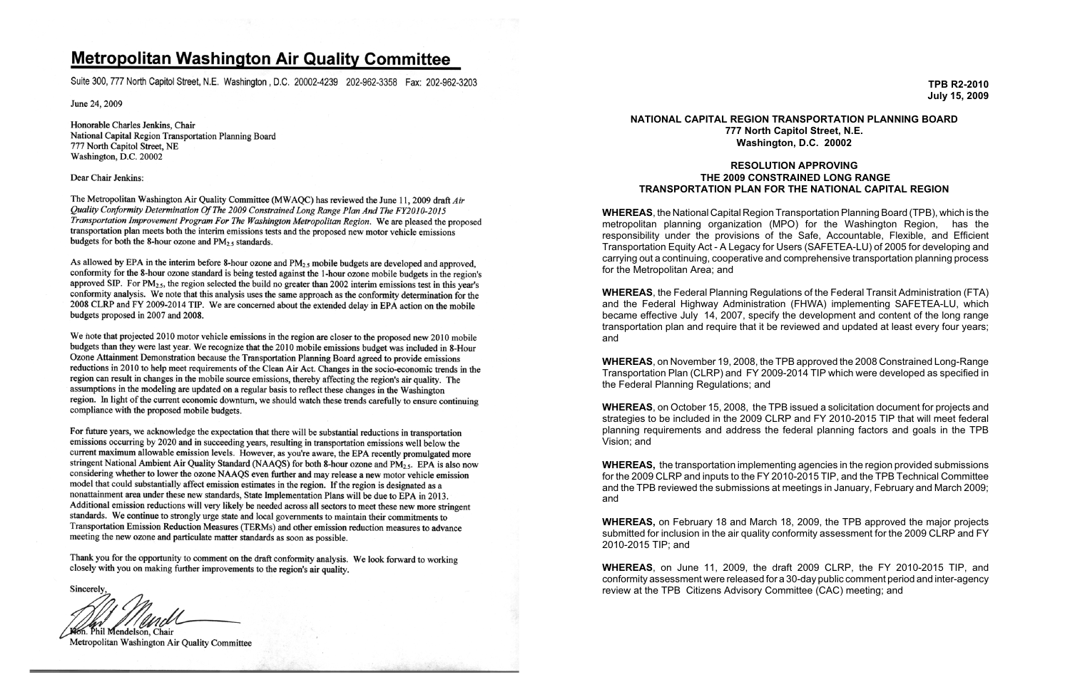# Metropolitan Washington Air Quality Committee

Suite 300, 777 North Capitol Street, N.E. Washington, D.C. 20002-4239 202-962-3358 Fax: 202-962-3203

June 24, 2009

Honorable Charles Jenkins, Chair
National Capital Region Transportation Planning Board
777 North Capitol Street, NE
Washington, D.C. 20002

Dear Chair Jenkins:

The Metropolitan Washington Air Quality Committee (MWAQC) has reviewed the June 11, 2009 draft *Air Quality Conformity Determination Of The 2009 Constrained Long Range Plan And The FY2010-2015 Transportation Improvement Program For The Washington Metropolitan Region*. We are pleased the proposed transportation plan meets both the interim emissions tests and the proposed new motor vehicle emissions budgets for both the 8-hour ozone and $PM_{2.5}$ standards.

As allowed by EPA in the interim before 8-hour ozone and $PM_{2.5}$ mobile budgets are developed and approved, conformity for the 8-hour ozone standard is being tested against the 1-hour ozone mobile budgets in the region's approved SIP. For $PM_{2.5}$, the region selected the build no greater than 2002 interim emissions test in this year's conformity analysis. We note that this analysis uses the same approach as the conformity determination for the 2008 CLRP and FY 2009-2014 TIP. We are concerned about the extended delay in EPA action on the mobile budgets proposed in 2007 and 2008.

We note that projected 2010 motor vehicle emissions in the region are closer to the proposed new 2010 mobile budgets than they were last year. We recognize that the 2010 mobile emissions budget was included in 8-Hour Ozone Attainment Demonstration because the Transportation Planning Board agreed to provide emissions reductions in 2010 to help meet requirements of the Clean Air Act. Changes in the socio-economic trends in the region can result in changes in the mobile source emissions, thereby affecting the region's air quality. The assumptions in the modeling are updated on a regular basis to reflect these changes in the Washington region. In light of the current economic downturn, we should watch these trends carefully to ensure continuing compliance with the proposed mobile budgets.

For future years, we acknowledge the expectation that there will be substantial reductions in transportation emissions occurring by 2020 and in succeeding years, resulting in transportation emissions well below the current maximum allowable emission levels. However, as you're aware, the EPA recently promulgated more stringent National Ambient Air Quality Standard (NAAQS) for both 8-hour ozone and $PM_{2.5}$. EPA is also now considering whether to lower the ozone NAAQS even further and may release a new motor vehicle emission model that could substantially affect emission estimates in the region. If the region is designated as a nonattainment area under these new standards, State Implementation Plans will be due to EPA in 2013. Additional emission reductions will very likely be needed across all sectors to meet these new more stringent standards. We continue to strongly urge state and local governments to maintain their commitments to Transportation Emission Reduction Measures (TERMs) and other emission reduction measures to advance meeting the new ozone and particulate matter standards as soon as possible.

Thank you for the opportunity to comment on the draft conformity analysis. We look forward to working closely with you on making further improvements to the region's air quality.

Sincerely,

Hon. Phil Mendelson, Chair
Metropolitan Washington Air Quality Committee

---

**TPB R2-2010**
**July 15, 2009**

**NATIONAL CAPITAL REGION TRANSPORTATION PLANNING BOARD**
**777 North Capitol Street, N.E.**
**Washington, D.C. 20002**

**RESOLUTION APPROVING THE 2009 CONSTRAINED LONG RANGE TRANSPORTATION PLAN FOR THE NATIONAL CAPITAL REGION**

**WHEREAS**, the National Capital Region Transportation Planning Board (TPB), which is the metropolitan planning organization (MPO) for the Washington Region, has the responsibility under the provisions of the Safe, Accountable, Flexible, and Efficient Transportation Equity Act - A Legacy for Users (SAFETEA-LU) of 2005 for developing and carrying out a continuing, cooperative and comprehensive transportation planning process for the Metropolitan Area; and

**WHEREAS**, the Federal Planning Regulations of the Federal Transit Administration (FTA) and the Federal Highway Administration (FHWA) implementing SAFETEA-LU, which became effective July 14, 2007, specify the development and content of the long range transportation plan and require that it be reviewed and updated at least every four years; and

**WHEREAS**, on November 19, 2008, the TPB approved the 2008 Constrained Long-Range Transportation Plan (CLRP) and FY 2009-2014 TIP which were developed as specified in the Federal Planning Regulations; and

**WHEREAS**, on October 15, 2008, the TPB issued a solicitation document for projects and strategies to be included in the 2009 CLRP and FY 2010-2015 TIP that will meet federal planning requirements and address the federal planning factors and goals in the TPB Vision; and

**WHEREAS**, the transportation implementing agencies in the region provided submissions for the 2009 CLRP and inputs to the FY 2010-2015 TIP, and the TPB Technical Committee and the TPB reviewed the submissions at meetings in January, February and March 2009; and

**WHEREAS,** on February 18 and March 18, 2009, the TPB approved the major projects submitted for inclusion in the air quality conformity assessment for the 2009 CLRP and FY 2010-2015 TIP; and

**WHEREAS**, on June 11, 2009, the draft 2009 CLRP, the FY 2010-2015 TIP, and conformity assessment were released for a 30-day public comment period and inter-agency review at the TPB Citizens Advisory Committee (CAC) meeting; and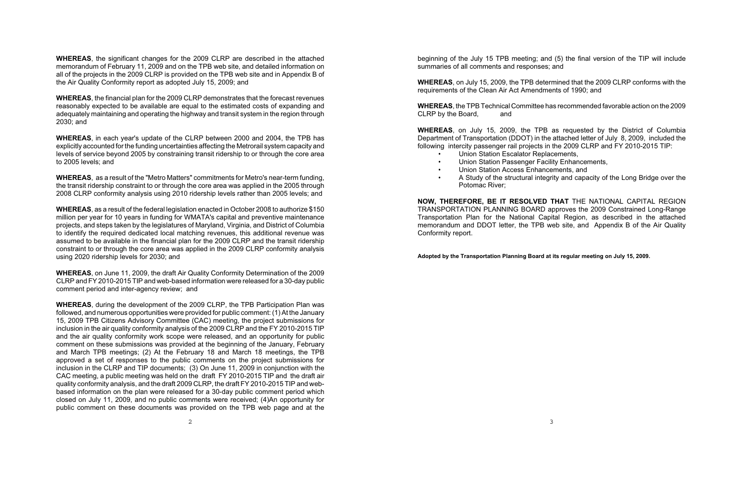**WHEREAS**, the significant changes for the 2009 CLRP are described in the attached memorandum of February 11, 2009 and on the TPB web site, and detailed information on all of the projects in the 2009 CLRP is provided on the TPB web site and in Appendix B of the Air Quality Conformity report as adopted July 15, 2009; and

**WHEREAS**, the financial plan for the 2009 CLRP demonstrates that the forecast revenues reasonably expected to be available are equal to the estimated costs of expanding and adequately maintaining and operating the highway and transit system in the region through 2030; and

**WHEREAS**, in each year's update of the CLRP between 2000 and 2004, the TPB has explicitly accounted for the funding uncertainties affecting the Metrorail system capacity and levels of service beyond 2005 by constraining transit ridership to or through the core area to 2005 levels; and

**WHEREAS**, as a result of the "Metro Matters" commitments for Metro's near-term funding, the transit ridership constraint to or through the core area was applied in the 2005 through 2008 CLRP conformity analysis using 2010 ridership levels rather than 2005 levels; and

**WHEREAS**, as a result of the federal legislation enacted in October 2008 to authorize $150 million per year for 10 years in funding for WMATA's capital and preventive maintenance projects, and steps taken by the legislatures of Maryland, Virginia, and District of Columbia to identify the required dedicated local matching revenues, this additional revenue was assumed to be available in the financial plan for the 2009 CLRP and the transit ridership constraint to or through the core area was applied in the 2009 CLRP conformity analysis using 2020 ridership levels for 2030; and

**WHEREAS**, on June 11, 2009, the draft Air Quality Conformity Determination of the 2009 CLRP and FY 2010-2015 TIP and web-based information were released for a 30-day public comment period and inter-agency review; and

**WHEREAS**, during the development of the 2009 CLRP, the TPB Participation Plan was followed, and numerous opportunities were provided for public comment: (1) At the January 15, 2009 TPB Citizens Advisory Committee (CAC) meeting, the project submissions for inclusion in the air quality conformity analysis of the 2009 CLRP and the FY 2010-2015 TIP and the air quality conformity work scope were released, and an opportunity for public comment on these submissions was provided at the beginning of the January, February and March TPB meetings; (2) At the February 18 and March 18 meetings, the TPB approved a set of responses to the public comments on the project submissions for inclusion in the CLRP and TIP documents; (3) On June 11, 2009 in conjunction with the CAC meeting, a public meeting was held on the draft FY 2010-2015 TIP and the draft air quality conformity analysis, and the draft 2009 CLRP, the draft FY 2010-2015 TIP and web-based information on the plan were released for a 30-day public comment period which closed on July 11, 2009, and no public comments were received; (4)An opportunity for public comment on these documents was provided on the TPB web page and at the beginning of the July 15 TPB meeting; and (5) the final version of the TIP will include summaries of all comments and responses; and

**WHEREAS**, on July 15, 2009, the TPB determined that the 2009 CLRP conforms with the requirements of the Clean Air Act Amendments of 1990; and

**WHEREAS**, the TPB Technical Committee has recommended favorable action on the 2009 CLRP by the Board, and

**WHEREAS**, on July 15, 2009, the TPB as requested by the District of Columbia Department of Transportation (DDOT) in the attached letter of July 8, 2009, included the following intercity passenger rail projects in the 2009 CLRP and FY 2010-2015 TIP:

- Union Station Escalator Replacements,
- Union Station Passenger Facility Enhancements,
- Union Station Access Enhancements, and
- A Study of the structural integrity and capacity of the Long Bridge over the Potomac River;

**NOW, THEREFORE, BE IT RESOLVED THAT** THE NATIONAL CAPITAL REGION TRANSPORTATION PLANNING BOARD approves the 2009 Constrained Long-Range Transportation Plan for the National Capital Region, as described in the attached memorandum and DDOT letter, the TPB web site, and Appendix B of the Air Quality Conformity report.

**Adopted by the Transportation Planning Board at its regular meeting on July 15, 2009.**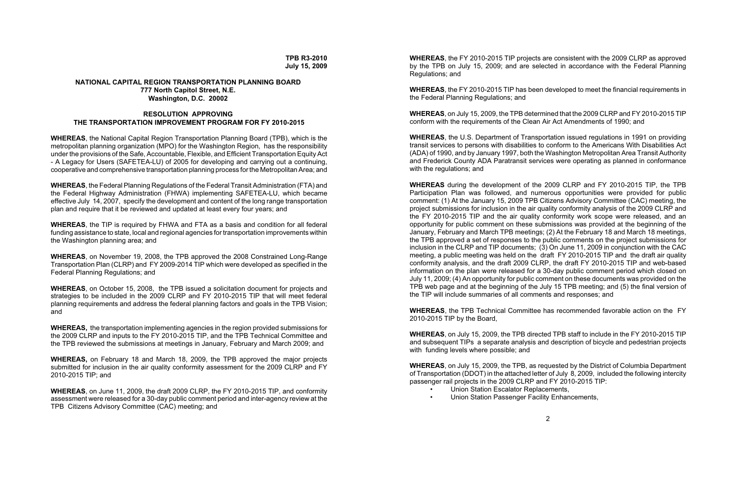**TPB R3-2010**
**July 15, 2009**

**NATIONAL CAPITAL REGION TRANSPORTATION PLANNING BOARD**
**777 North Capitol Street, N.E.**
**Washington, D.C. 20002**

**RESOLUTION APPROVING**
**THE TRANSPORTATION IMPROVEMENT PROGRAM FOR FY 2010-2015**

**WHEREAS**, the National Capital Region Transportation Planning Board (TPB), which is the metropolitan planning organization (MPO) for the Washington Region, has the responsibility under the provisions of the Safe, Accountable, Flexible, and Efficient Transportation Equity Act - A Legacy for Users (SAFETEA-LU) of 2005 for developing and carrying out a continuing, cooperative and comprehensive transportation planning process for the Metropolitan Area; and

**WHEREAS**, the Federal Planning Regulations of the Federal Transit Administration (FTA) and the Federal Highway Administration (FHWA) implementing SAFETEA-LU, which became effective July 14, 2007, specify the development and content of the long range transportation plan and require that it be reviewed and updated at least every four years; and

**WHEREAS**, the TIP is required by FHWA and FTA as a basis and condition for all federal funding assistance to state, local and regional agencies for transportation improvements within the Washington planning area; and

**WHEREAS**, on November 19, 2008, the TPB approved the 2008 Constrained Long-Range Transportation Plan (CLRP) and FY 2009-2014 TIP which were developed as specified in the Federal Planning Regulations; and

**WHEREAS**, on October 15, 2008, the TPB issued a solicitation document for projects and strategies to be included in the 2009 CLRP and FY 2010-2015 TIP that will meet federal planning requirements and address the federal planning factors and goals in the TPB Vision; and

**WHEREAS,** the transportation implementing agencies in the region provided submissions for the 2009 CLRP and inputs to the FY 2010-2015 TIP, and the TPB Technical Committee and the TPB reviewed the submissions at meetings in January, February and March 2009; and

**WHEREAS,** on February 18 and March 18, 2009, the TPB approved the major projects submitted for inclusion in the air quality conformity assessment for the 2009 CLRP and FY 2010-2015 TIP; and

**WHEREAS**, on June 11, 2009, the draft 2009 CLRP, the FY 2010-2015 TIP, and conformity assessment were released for a 30-day public comment period and inter-agency review at the TPB Citizens Advisory Committee (CAC) meeting; and

**WHEREAS**, the FY 2010-2015 TIP projects are consistent with the 2009 CLRP as approved by the TPB on July 15, 2009; and are selected in accordance with the Federal Planning Regulations; and

**WHEREAS**, the FY 2010-2015 TIP has been developed to meet the financial requirements in the Federal Planning Regulations; and

**WHEREAS**, on July 15, 2009, the TPB determined that the 2009 CLRP and FY 2010-2015 TIP conform with the requirements of the Clean Air Act Amendments of 1990; and

**WHEREAS**, the U.S. Department of Transportation issued regulations in 1991 on providing transit services to persons with disabilities to conform to the Americans With Disabilities Act (ADA) of 1990, and by January 1997, both the Washington Metropolitan Area Transit Authority and Frederick County ADA Paratransit services were operating as planned in conformance with the regulations; and

**WHEREAS** during the development of the 2009 CLRP and FY 2010-2015 TIP, the TPB Participation Plan was followed, and numerous opportunities were provided for public comment: (1) At the January 15, 2009 TPB Citizens Advisory Committee (CAC) meeting, the project submissions for inclusion in the air quality conformity analysis of the 2009 CLRP and the FY 2010-2015 TIP and the air quality conformity work scope were released, and an opportunity for public comment on these submissions was provided at the beginning of the January, February and March TPB meetings; (2) At the February 18 and March 18 meetings, the TPB approved a set of responses to the public comments on the project submissions for inclusion in the CLRP and TIP documents; (3) On June 11, 2009 in conjunction with the CAC meeting, a public meeting was held on the draft FY 2010-2015 TIP and the draft air quality conformity analysis, and the draft 2009 CLRP, the draft FY 2010-2015 TIP and web-based information on the plan were released for a 30-day public comment period which closed on July 11, 2009; (4) An opportunity for public comment on these documents was provided on the TPB web page and at the beginning of the July 15 TPB meeting; and (5) the final version of the TIP will include summaries of all comments and responses; and

**WHEREAS**, the TPB Technical Committee has recommended favorable action on the FY 2010-2015 TIP by the Board,

**WHEREAS**, on July 15, 2009, the TPB directed TPB staff to include in the FY 2010-2015 TIP and subsequent TIPs a separate analysis and description of bicycle and pedestrian projects with funding levels where possible; and

**WHEREAS**, on July 15, 2009, the TPB, as requested by the District of Columbia Department of Transportation (DDOT) in the attached letter of July 8, 2009, included the following intercity passenger rail projects in the 2009 CLRP and FY 2010-2015 TIP:

- Union Station Escalator Replacements,
- Union Station Passenger Facility Enhancements,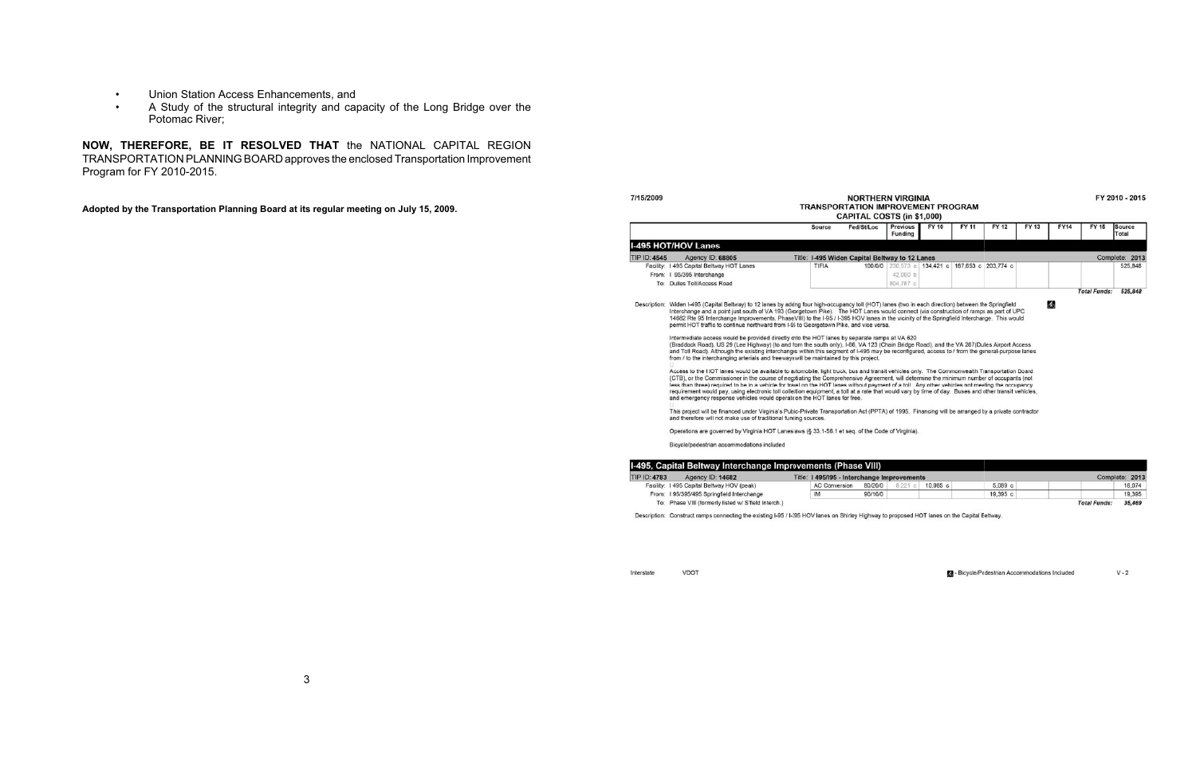- Union Station Access Enhancements, and
- A Study of the structural integrity and capacity of the Long Bridge over the Potomac River;

**NOW, THEREFORE, BE IT RESOLVED THAT** the NATIONAL CAPITAL REGION TRANSPORTATION PLANNING BOARD approves the enclosed Transportation Improvement Program for FY 2010-2015.

**Adopted by the Transportation Planning Board at its regular meeting on July 15, 2009.**

7/15/2009

**NORTHERN VIRGINIA**
**TRANSPORTATION IMPROVEMENT PROGRAM**
**CAPITAL COSTS (in $1,000)**

FY 2010 - 2015

| | Source | Fed/St/Loc | Previous Funding | FY 10 | FY 11 | FY 12 | FY 13 | FY14 | FY 15 | Source Total |
|---|---|---|---|---|---|---|---|---|---|---|
| **I-495 HOT/HOV Lanes** | | | | | | | | | | |
| TIP ID: **4545** Agency ID: **68805** Title: **I-495 Widen Capital Beltway to 12 Lanes** | | | | | | | | | | Complete: **2013** |
| Facility: I 495 Capital Beltway HOT Lanes | TIFIA | 100/0/0 | 200,573 a | 134,421 c | 187,653 c | 203,774 c | | | | 525,848 |
| From: I 95/395 Interchange | | | 42,000 b | | | | | | | |
| To: Dulles Toll/Access Road | | | 804,787 c | | | | | | | |
| | | | | | | | | | *Total Funds:* | *525,848* |

Description: Widen I-495 (Capital Beltway) to 12 lanes by adding four high-occupancy toll (HOT) lanes (two in each direction) between the Springfield Interchange and a point just south of VA 193 (Georgetown Pike). The HOT Lanes would connect (via construction of ramps as part of UPC 14682 Rte 95 Interchange Improvements, PhaseVIII) to the I-95 / I-395 HOV lanes in the vicinity of the Springfield Interchange. This would permit HOT traffic to continue northward from I-95 to Georgetown Pike, and vice versa.

Intermediate access would be provided directly onto the HOT lanes by separate ramps at VA 620 (Braddock Road), US 29 (Lee Highway) (to and from the south only), I-66, VA 123 (Chain Bridge Road), and the VA 267(Dulles Airport Access and Toll Road). Although the existing interchanges within this segment of I-495 may be reconfigured, access to / from the general-purpose lanes from / to the interchanging arterials and freewayswill be maintained by this project.

Access to the HOT lanes would be available to automobile, light truck, bus and transit vehicles only. The Commonwealth Transportation Board (CTB), or the Commissioner in the course of negotiating the Comprehensive Agreement, will determine the minimum number of occupants (not less than three) required to be in a vehicle for travel on the HOT lanes without payment of a toll. Any other vehicles not meeting the occupancy requirement would pay, using electronic toll collection equipment, a toll at a rate that would vary by time of day. Buses and other transit vehicles, and emergency response vehicles would operate on the HOT lanes for free.

This project will be financed under Virginia's Pubic-Private Transportation Act (PPTA) of 1995. Financing will be arranged by a private contractor and therefore will not make use of traditional funding sources.

Operations are governed by Virginia HOT Laneslaws (§ 33.1-56.1 et seq. of the Code of Virginia).

Bicycle/pedestrian accommodations included

| | Source | Fed/St/Loc | Previous Funding | FY 10 | FY 11 | FY 12 | FY 13 | FY14 | FY 15 | Source Total |
|---|---|---|---|---|---|---|---|---|---|---|
| **I-495, Capital Beltway Interchange Improvements (Phase VIII)** | | | | | | | | | | |
| TIP ID: **4783** Agency ID: **14682** Title: **I 495/I95 - Interchange Improvements** | | | | | | | | | | Complete: **2013** |
| Facility: I 495 Capital Beltway HOV (peak) | AC Conversion | 80/20/0 | 6,221 c | 10,985 c | | 5,089 c | | | | 16,074 |
| From: I 95/395/495 Springfield Interchange | IM | 90/10/0 | | | | 19,395 c | | | | 19,395 |
| To: Phase VIII (formerly listed w/ S'field Interch.) | | | | | | | | | *Total Funds:* | *35,469* |

Description: Construct ramps connecting the existing I-95 / I-395 HOV lanes on Shirley Highway to proposed HOT lanes on the Capital Beltway.

Interstate VDOT

Bicycle/Pdestrian Accommodations Included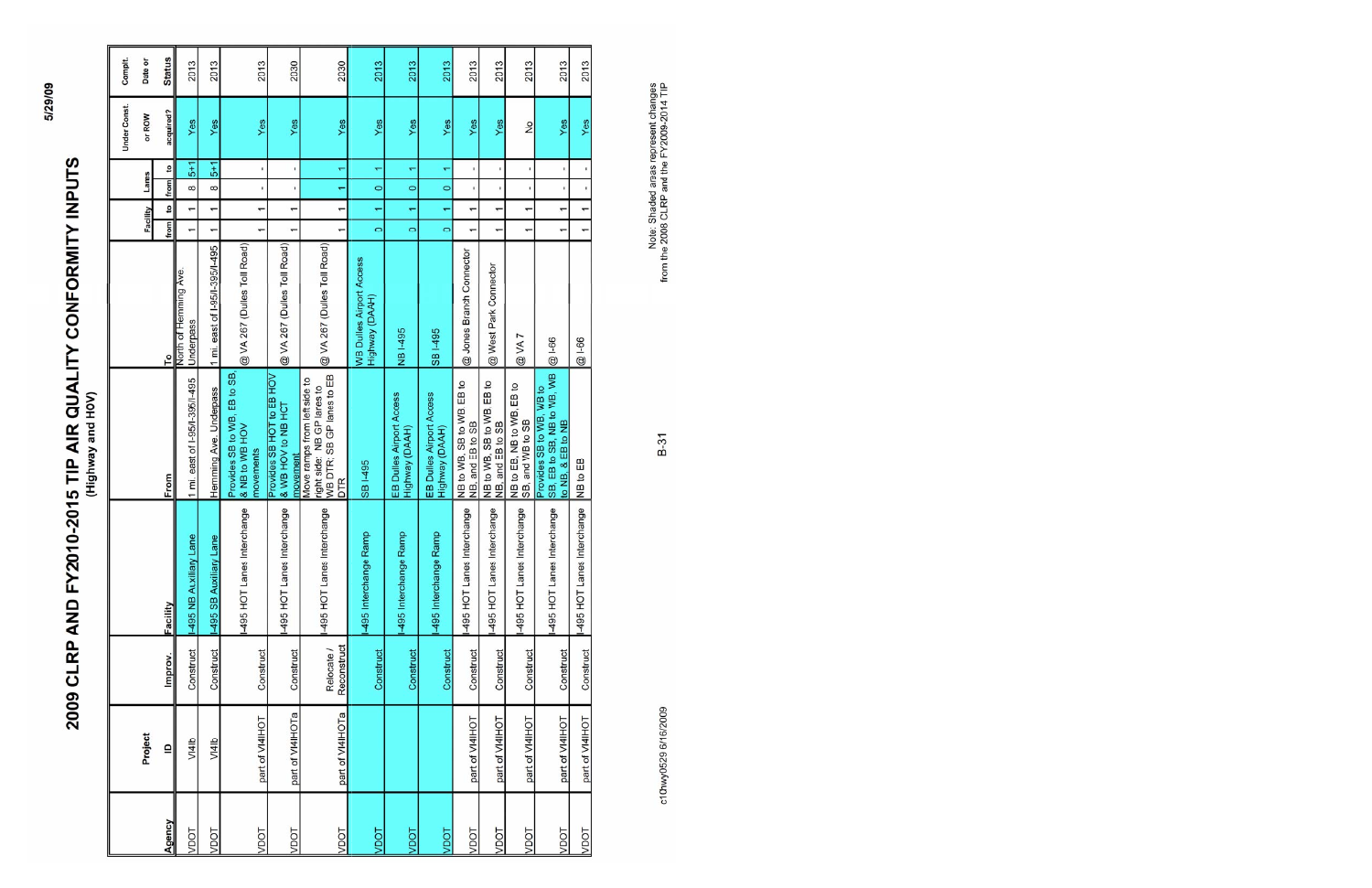# 2009 CLRP AND FY2010-2015 TIP AIR QUALITY CONFORMITY INPUTS

## (Highway and HOV)

| Agency | Project ID | Improv. | Facility | From | To | Facility from | Facility to | Lanes from | Lanes to | Under Const. or ROW acquired? | Compl. Date or Status |
|---|---|---|---|---|---|---|---|---|---|---|---|
| VDOT | VI4Ib | Construct | I-495 NB Auxiliary Lane | 1 mi. east of I-95/I-395/I-495 | North of Hemming Ave. Underpass | 1 | 1 | 8 | 5+1 | Yes | 2013 |
| VDOT | VI4Ib | Construct | I-495 SB Auxiliary Lane | Hemming Ave. Underpass | 1 mi. east of I-95/I-395/I-495 | 1 | 1 | 8 | 5+1 | Yes | 2013 |
| VDOT | part of VI4IHOT | Construct | I-495 HOT Lanes Interchange | Provides SB to WB, EB to SB, & NB to WB HOV movements | @ VA 267 (Dulles Toll Road) | 1 | 1 | - | - | Yes | 2013 |
| VDOT | part of VI4IHOTa | Construct | I-495 HOT Lanes Interchange | Provides SB HOT to EB HOV & WB HOV to NB HCT movement | @ VA 267 (Dulles Toll Road) | 1 | 1 | - | - | Yes | 2030 |
| VDOT | part of VI4IHOTa | Relocate / Reconstruct | I-495 HOT Lanes Interchange | Move ramps from left side to right side: NB GP lanes to WB DTR; SB GP lanes to EB DTR | @ VA 267 (Dulles Toll Road) | 1 | 1 | 1 | 1 | Yes | 2030 |
| VDOT | | Construct | I-495 Interchange Ramp | SB I-495 | WB Dulles Airport Access Highway (DAAH) | 0 | 1 | 0 | 1 | Yes | 2013 |
| VDOT | | Construct | I-495 Interchange Ramp | EB Dulles Airport Access Highway (DAAH) | NB I-495 | 0 | 1 | 0 | 1 | Yes | 2013 |
| VDOT | | Construct | I-495 Interchange Ramp | EB Dulles Airport Access Highway (DAAH) | SB I-495 | 0 | 1 | 0 | 1 | Yes | 2013 |
| VDOT | part of VI4IHOT | Construct | I-495 HOT Lanes Interchange | NB to WB, SB to WB EB to NB, and EB to SB | @ Jones Branch Connector | 1 | 1 | - | - | Yes | 2013 |
| VDOT | part of VI4IHOT | Construct | I-495 HOT Lanes Interchange | NB to WB, SB to WB EB to NB, and EB to SB | @ West Park Connector | 1 | 1 | - | - | Yes | 2013 |
| VDOT | part of VI4IHOT | Construct | I-495 HOT Lanes Interchange | NB to EB, NB to WB, EB to SB, and WB to SB | @ VA 7 | 1 | 1 | - | - | No | 2013 |
| VDOT | part of VI4IHOT | Construct | I-495 HOT Lanes Interchange | Provides SB to WB, WB to SB, EB to SB, NB to WB, WB to NB, & EB to NB | @ I-66 | 1 | 1 | - | - | Yes | 2013 |
| VDOT | part of VI4IHOT | Construct | I-495 HOT Lanes Interchange | NB to EB | @ I-66 | 1 | 1 | - | - | Yes | 2013 |

Note: Shaded areas represent changes from the 2008 CLRP and the FY2009-2014 TIP

c10hwy0529 6/16/2009